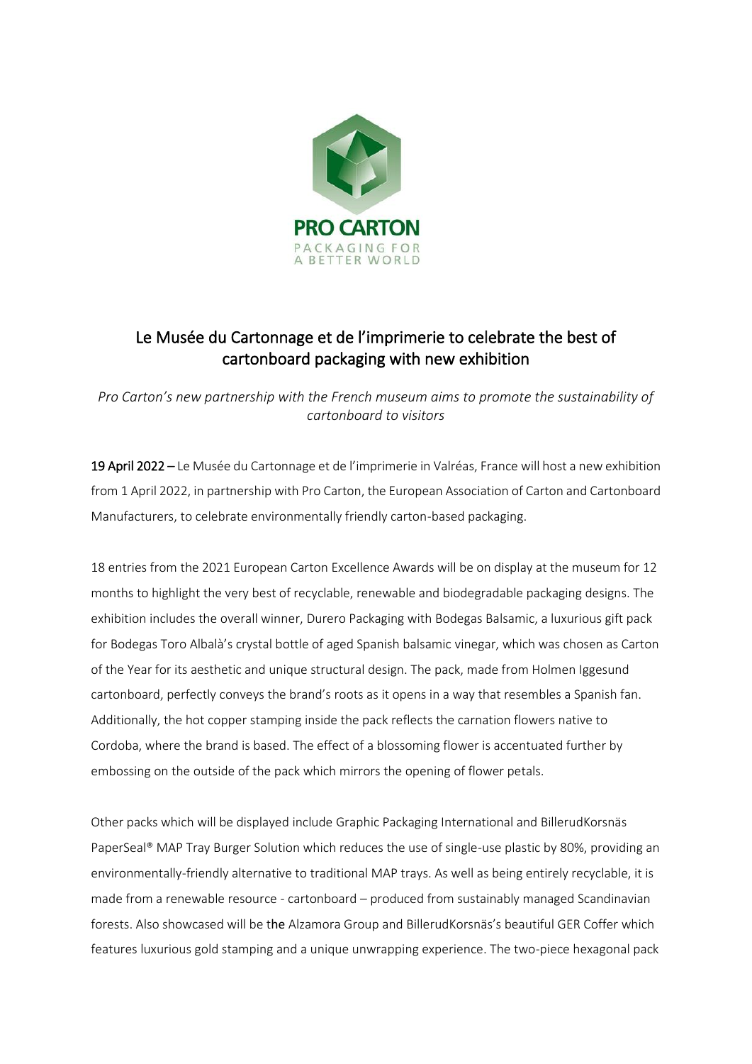# Le Musée du Cartonnage et de l'imprimerie to celebrate the best of cartonboard packaging with new exhibition

*Pro Carton's new partnership with the French museum aims to promote the sustainability of cartonboard to visitors*

**19 April 2022** – Le Musée du Cartonnage et de l'imprimerie in Valréas, France will host a new exhibition from 1 April 2022, in partnership with Pro Carton, the European Association of Carton and Cartonboard Manufacturers, to celebrate environmentally friendly carton-based packaging.

18 entries from the 2021 European Carton Excellence Awards will be on display at the museum for 12 months to highlight the very best of recyclable, renewable and biodegradable packaging designs. The exhibition includes the overall winner, Durero Packaging with Bodegas Balsamic, a luxurious gift pack for Bodegas Toro Albalà's crystal bottle of aged Spanish balsamic vinegar, which was chosen as Carton of the Year for its aesthetic and unique structural design. The pack, made from Holmen Iggesund cartonboard, perfectly conveys the brand's roots as it opens in a way that resembles a Spanish fan. Additionally, the hot copper stamping inside the pack reflects the carnation flowers native to Cordoba, where the brand is based. The effect of a blossoming flower is accentuated further by embossing on the outside of the pack which mirrors the opening of flower petals.

Other packs which will be displayed include Graphic Packaging International and BillerudKorsnäs PaperSeal® MAP Tray Burger Solution which reduces the use of single-use plastic by 80%, providing an environmentally-friendly alternative to traditional MAP trays. As well as being entirely recyclable, it is made from a renewable resource - cartonboard – produced from sustainably managed Scandinavian forests. Also showcased will be the Alzamora Group and BillerudKorsnäs's beautiful GER Coffer which features luxurious gold stamping and a unique unwrapping experience. The two-piece hexagonal pack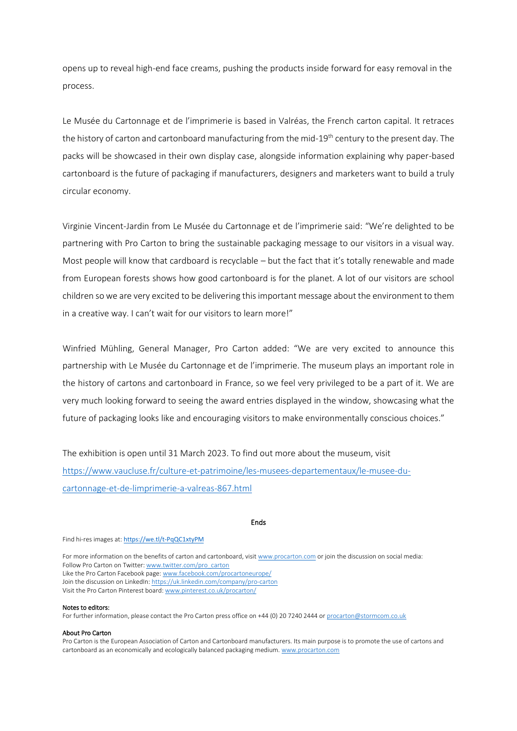opens up to reveal high-end face creams, pushing the products inside forward for easy removal in the process.

Le Musée du Cartonnage et de l'imprimerie is based in Valréas, the French carton capital. It retraces the history of carton and cartonboard manufacturing from the mid-19th century to the present day. The packs will be showcased in their own display case, alongside information explaining why paper-based cartonboard is the future of packaging if manufacturers, designers and marketers want to build a truly circular economy.

Virginie Vincent-Jardin from Le Musée du Cartonnage et de l'imprimerie said: "We're delighted to be partnering with Pro Carton to bring the sustainable packaging message to our visitors in a visual way. Most people will know that cardboard is recyclable – but the fact that it's totally renewable and made from European forests shows how good cartonboard is for the planet. A lot of our visitors are school children so we are very excited to be delivering this important message about the environment to them in a creative way. I can't wait for our visitors to learn more!"

Winfried Mühling, General Manager, Pro Carton added: "We are very excited to announce this partnership with Le Musée du Cartonnage et de l'imprimerie. The museum plays an important role in the history of cartons and cartonboard in France, so we feel very privileged to be a part of it. We are very much looking forward to seeing the award entries displayed in the window, showcasing what the future of packaging looks like and encouraging visitors to make environmentally conscious choices."

The exhibition is open until 31 March 2023. To find out more about the museum, visit https://www.vaucluse.fr/culture-et-patrimoine/les-musees-departementaux/le-musee-du-cartonnage-et-de-limprimerie-a-valreas-867.html

**Ends**

Find hi-res images at: **https://we.tl/t-PqQC1xtyPM**

For more information on the benefits of carton and cartonboard, visit www.procarton.com or join the discussion on social media:
Follow Pro Carton on Twitter: www.twitter.com/pro_carton
Like the Pro Carton Facebook page: www.facebook.com/procartoneurope/
Join the discussion on LinkedIn: https://uk.linkedin.com/company/pro-carton
Visit the Pro Carton Pinterest board: www.pinterest.co.uk/procarton/

**Notes to editors:**
For further information, please contact the Pro Carton press office on +44 (0) 20 7240 2444 or procarton@stormcom.co.uk

**About Pro Carton**
Pro Carton is the European Association of Carton and Cartonboard manufacturers. Its main purpose is to promote the use of cartons and cartonboard as an economically and ecologically balanced packaging medium. www.procarton.com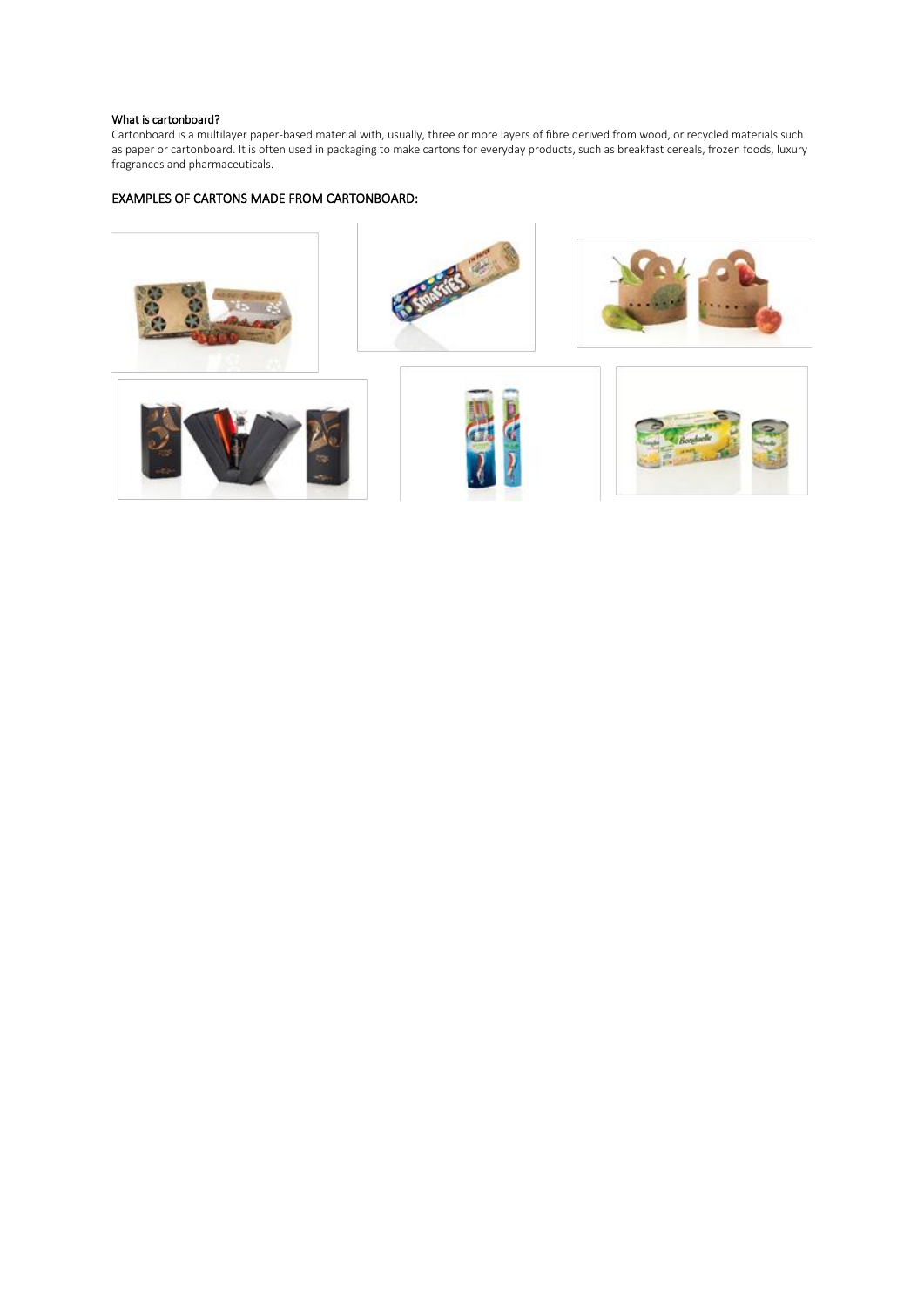**What is cartonboard?**

Cartonboard is a multilayer paper-based material with, usually, three or more layers of fibre derived from wood, or recycled materials such as paper or cartonboard. It is often used in packaging to make cartons for everyday products, such as breakfast cereals, frozen foods, luxury fragrances and pharmaceuticals.

EXAMPLES OF CARTONS MADE FROM CARTONBOARD: